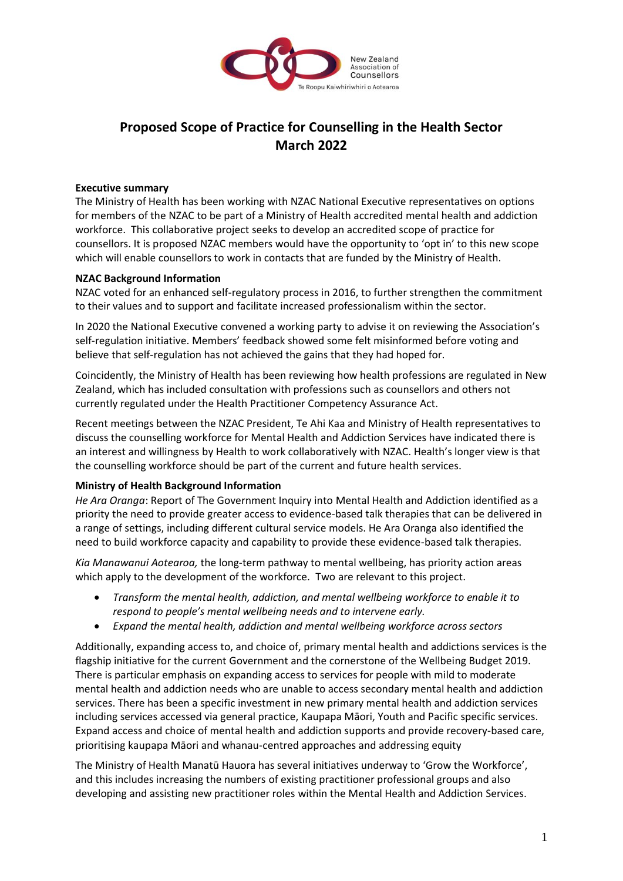New Zealand Association of Counsellors
Te Roopu Kaiwhiriwhiri o Aotearoa

# Proposed Scope of Practice for Counselling in the Health Sector
# March 2022

**Executive summary**

The Ministry of Health has been working with NZAC National Executive representatives on options for members of the NZAC to be part of a Ministry of Health accredited mental health and addiction workforce. This collaborative project seeks to develop an accredited scope of practice for counsellors. It is proposed NZAC members would have the opportunity to 'opt in' to this new scope which will enable counsellors to work in contacts that are funded by the Ministry of Health.

**NZAC Background Information**

NZAC voted for an enhanced self-regulatory process in 2016, to further strengthen the commitment to their values and to support and facilitate increased professionalism within the sector.

In 2020 the National Executive convened a working party to advise it on reviewing the Association's self-regulation initiative. Members' feedback showed some felt misinformed before voting and believe that self-regulation has not achieved the gains that they had hoped for.

Coincidently, the Ministry of Health has been reviewing how health professions are regulated in New Zealand, which has included consultation with professions such as counsellors and others not currently regulated under the Health Practitioner Competency Assurance Act.

Recent meetings between the NZAC President, Te Ahi Kaa and Ministry of Health representatives to discuss the counselling workforce for Mental Health and Addiction Services have indicated there is an interest and willingness by Health to work collaboratively with NZAC. Health's longer view is that the counselling workforce should be part of the current and future health services.

**Ministry of Health Background Information**

*He Ara Oranga*: Report of The Government Inquiry into Mental Health and Addiction identified as a priority the need to provide greater access to evidence-based talk therapies that can be delivered in a range of settings, including different cultural service models. He Ara Oranga also identified the need to build workforce capacity and capability to provide these evidence-based talk therapies.

*Kia Manawanui Aotearoa,* the long-term pathway to mental wellbeing, has priority action areas which apply to the development of the workforce. Two are relevant to this project.

- *Transform the mental health, addiction, and mental wellbeing workforce to enable it to respond to people's mental wellbeing needs and to intervene early.*
- *Expand the mental health, addiction and mental wellbeing workforce across sectors*

Additionally, expanding access to, and choice of, primary mental health and addictions services is the flagship initiative for the current Government and the cornerstone of the Wellbeing Budget 2019. There is particular emphasis on expanding access to services for people with mild to moderate mental health and addiction needs who are unable to access secondary mental health and addiction services. There has been a specific investment in new primary mental health and addiction services including services accessed via general practice, Kaupapa Māori, Youth and Pacific specific services. Expand access and choice of mental health and addiction supports and provide recovery-based care, prioritising kaupapa Māori and whanau-centred approaches and addressing equity

The Ministry of Health Manatū Hauora has several initiatives underway to 'Grow the Workforce', and this includes increasing the numbers of existing practitioner professional groups and also developing and assisting new practitioner roles within the Mental Health and Addiction Services.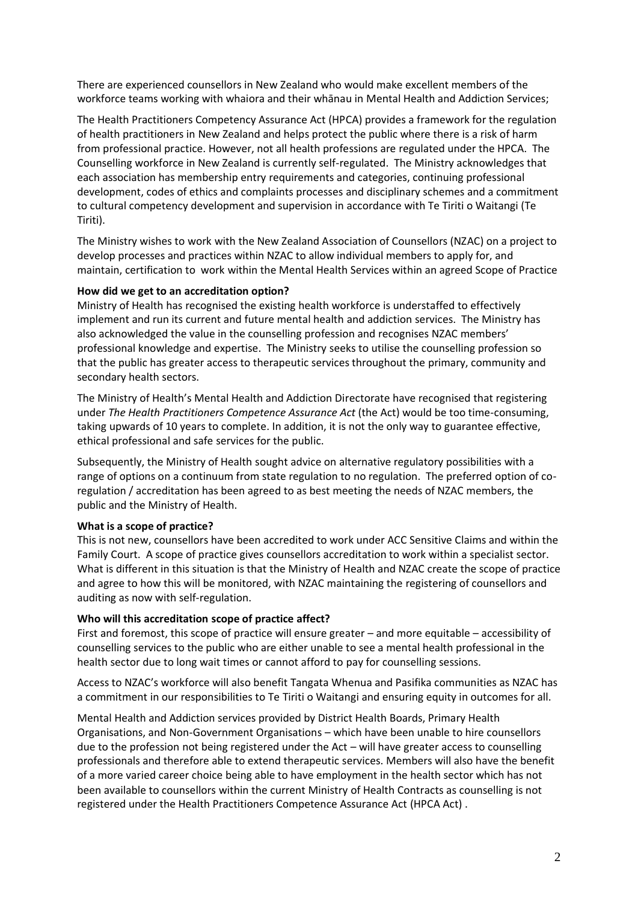There are experienced counsellors in New Zealand who would make excellent members of the workforce teams working with whaiora and their whānau in Mental Health and Addiction Services;

The Health Practitioners Competency Assurance Act (HPCA) provides a framework for the regulation of health practitioners in New Zealand and helps protect the public where there is a risk of harm from professional practice. However, not all health professions are regulated under the HPCA. The Counselling workforce in New Zealand is currently self-regulated. The Ministry acknowledges that each association has membership entry requirements and categories, continuing professional development, codes of ethics and complaints processes and disciplinary schemes and a commitment to cultural competency development and supervision in accordance with Te Tiriti o Waitangi (Te Tiriti).

The Ministry wishes to work with the New Zealand Association of Counsellors (NZAC) on a project to develop processes and practices within NZAC to allow individual members to apply for, and maintain, certification to work within the Mental Health Services within an agreed Scope of Practice

**How did we get to an accreditation option?**

Ministry of Health has recognised the existing health workforce is understaffed to effectively implement and run its current and future mental health and addiction services. The Ministry has also acknowledged the value in the counselling profession and recognises NZAC members' professional knowledge and expertise. The Ministry seeks to utilise the counselling profession so that the public has greater access to therapeutic services throughout the primary, community and secondary health sectors.

The Ministry of Health's Mental Health and Addiction Directorate have recognised that registering under *The Health Practitioners Competence Assurance Act* (the Act) would be too time-consuming, taking upwards of 10 years to complete. In addition, it is not the only way to guarantee effective, ethical professional and safe services for the public.

Subsequently, the Ministry of Health sought advice on alternative regulatory possibilities with a range of options on a continuum from state regulation to no regulation. The preferred option of co-regulation / accreditation has been agreed to as best meeting the needs of NZAC members, the public and the Ministry of Health.

**What is a scope of practice?**

This is not new, counsellors have been accredited to work under ACC Sensitive Claims and within the Family Court. A scope of practice gives counsellors accreditation to work within a specialist sector. What is different in this situation is that the Ministry of Health and NZAC create the scope of practice and agree to how this will be monitored, with NZAC maintaining the registering of counsellors and auditing as now with self-regulation.

**Who will this accreditation scope of practice affect?**

First and foremost, this scope of practice will ensure greater – and more equitable – accessibility of counselling services to the public who are either unable to see a mental health professional in the health sector due to long wait times or cannot afford to pay for counselling sessions.

Access to NZAC's workforce will also benefit Tangata Whenua and Pasifika communities as NZAC has a commitment in our responsibilities to Te Tiriti o Waitangi and ensuring equity in outcomes for all.

Mental Health and Addiction services provided by District Health Boards, Primary Health Organisations, and Non-Government Organisations – which have been unable to hire counsellors due to the profession not being registered under the Act – will have greater access to counselling professionals and therefore able to extend therapeutic services. Members will also have the benefit of a more varied career choice being able to have employment in the health sector which has not been available to counsellors within the current Ministry of Health Contracts as counselling is not registered under the Health Practitioners Competence Assurance Act (HPCA Act) .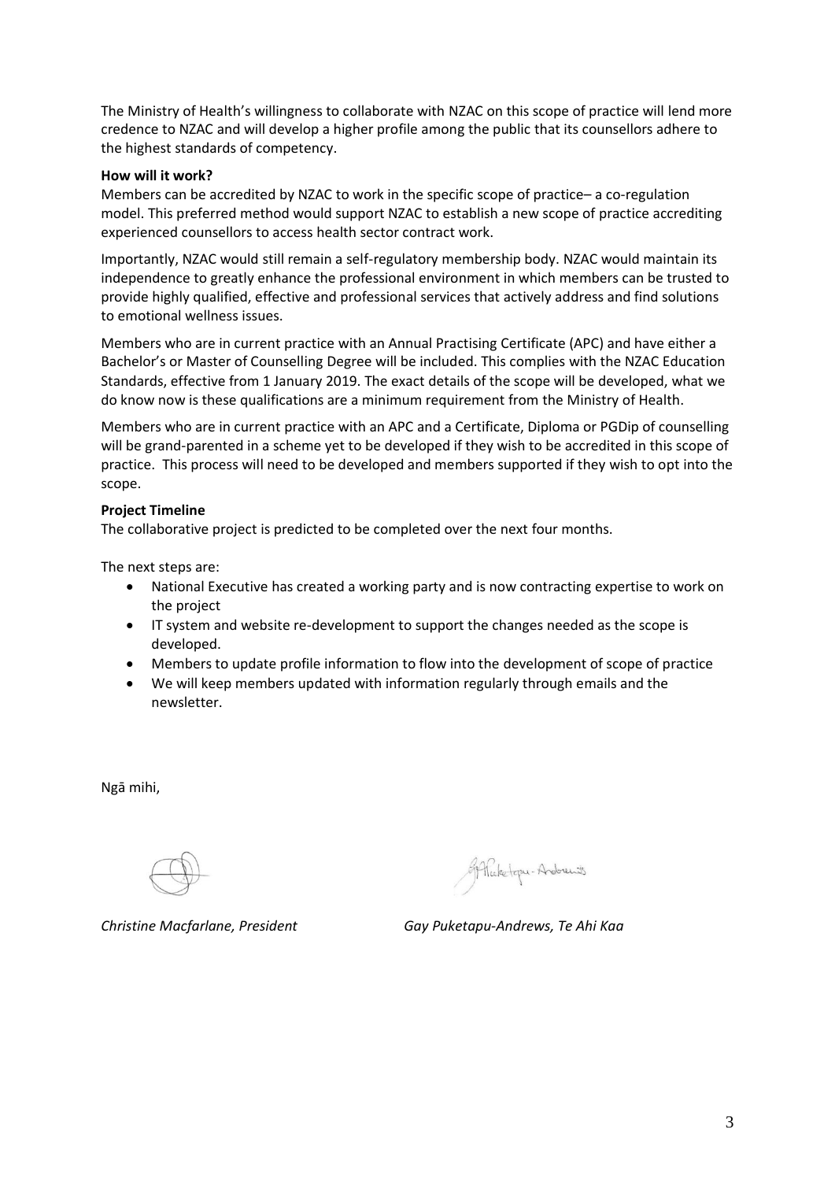The Ministry of Health's willingness to collaborate with NZAC on this scope of practice will lend more credence to NZAC and will develop a higher profile among the public that its counsellors adhere to the highest standards of competency.

**How will it work?**

Members can be accredited by NZAC to work in the specific scope of practice– a co-regulation model. This preferred method would support NZAC to establish a new scope of practice accrediting experienced counsellors to access health sector contract work.

Importantly, NZAC would still remain a self-regulatory membership body. NZAC would maintain its independence to greatly enhance the professional environment in which members can be trusted to provide highly qualified, effective and professional services that actively address and find solutions to emotional wellness issues.

Members who are in current practice with an Annual Practising Certificate (APC) and have either a Bachelor's or Master of Counselling Degree will be included. This complies with the NZAC Education Standards, effective from 1 January 2019. The exact details of the scope will be developed, what we do know now is these qualifications are a minimum requirement from the Ministry of Health.

Members who are in current practice with an APC and a Certificate, Diploma or PGDip of counselling will be grand-parented in a scheme yet to be developed if they wish to be accredited in this scope of practice. This process will need to be developed and members supported if they wish to opt into the scope.

**Project Timeline**

The collaborative project is predicted to be completed over the next four months.

The next steps are:

- National Executive has created a working party and is now contracting expertise to work on the project
- IT system and website re-development to support the changes needed as the scope is developed.
- Members to update profile information to flow into the development of scope of practice
- We will keep members updated with information regularly through emails and the newsletter.

Ngā mihi,

*Christine Macfarlane, President*

*Gay Puketapu-Andrews, Te Ahi Kaa*